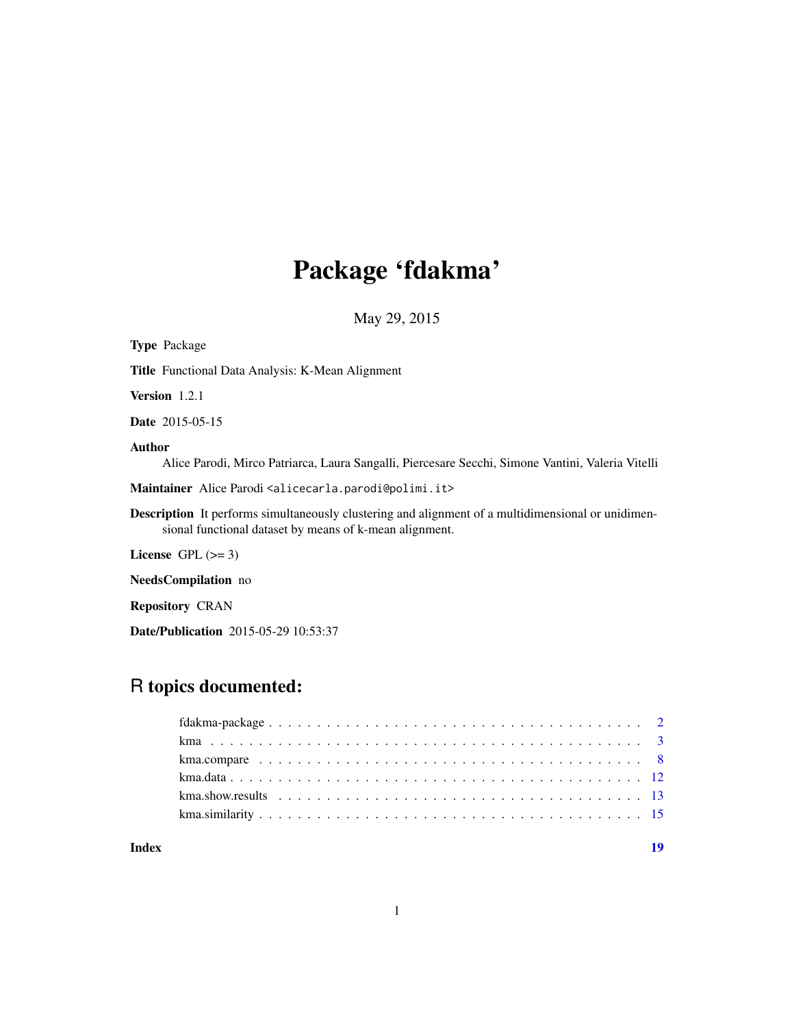# Package 'fdakma'

May 29, 2015

**Type** Package

**Title** Functional Data Analysis: K-Mean Alignment

**Version** 1.2.1

**Date** 2015-05-15

**Author**
Alice Parodi, Mirco Patriarca, Laura Sangalli, Piercesare Secchi, Simone Vantini, Valeria Vitelli

**Maintainer** Alice Parodi <alicecarla.parodi@polimi.it>

**Description** It performs simultaneously clustering and alignment of a multidimensional or unidimensional functional dataset by means of k-mean alignment.

**License** GPL (>= 3)

**NeedsCompilation** no

**Repository** CRAN

**Date/Publication** 2015-05-29 10:53:37

## R topics documented:

| | |
|---|---|
| fdakma-package | 2 |
| kma | 3 |
| kma.compare | 8 |
| kma.data | 12 |
| kma.show.results | 13 |
| kma.similarity | 15 |
| **Index** | **19** |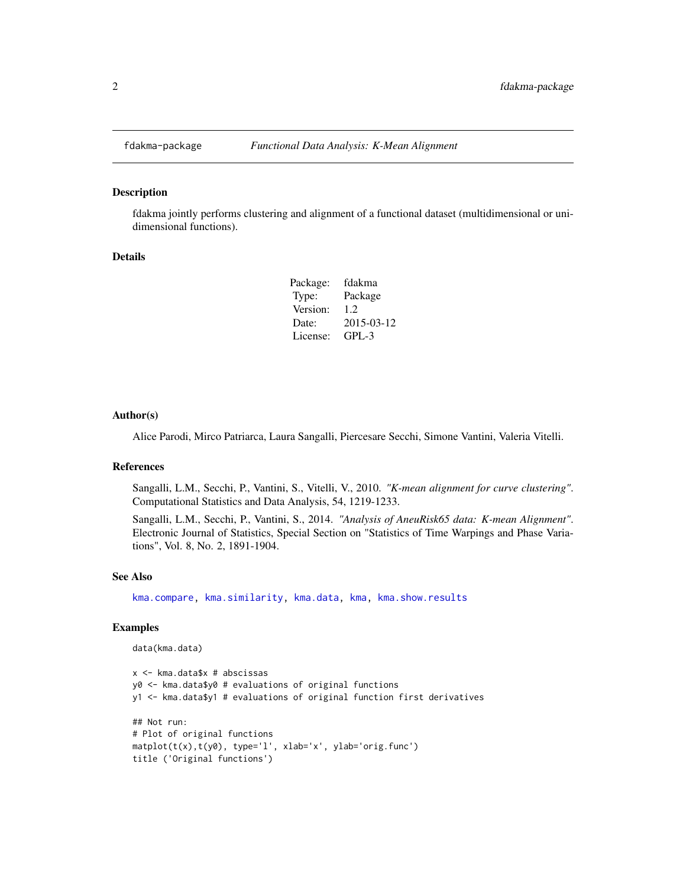fdakma-package *Functional Data Analysis: K-Mean Alignment*

## Description

fdakma jointly performs clustering and alignment of a functional dataset (multidimensional or unidimensional functions).

## Details

| | |
|---|---|
| Package: | fdakma |
| Type: | Package |
| Version: | 1.2 |
| Date: | 2015-03-12 |
| License: | GPL-3 |

## Author(s)

Alice Parodi, Mirco Patriarca, Laura Sangalli, Piercesare Secchi, Simone Vantini, Valeria Vitelli.

## References

Sangalli, L.M., Secchi, P., Vantini, S., Vitelli, V., 2010. *"K-mean alignment for curve clustering"*. Computational Statistics and Data Analysis, 54, 1219-1233.

Sangalli, L.M., Secchi, P., Vantini, S., 2014. *"Analysis of AneuRisk65 data: K-mean Alignment"*. Electronic Journal of Statistics, Special Section on "Statistics of Time Warpings and Phase Variations", Vol. 8, No. 2, 1891-1904.

## See Also

kma.compare, kma.similarity, kma.data, kma, kma.show.results

## Examples

```
data(kma.data)

x <- kma.data$x # abscissas
y0 <- kma.data$y0 # evaluations of original functions
y1 <- kma.data$y1 # evaluations of original function first derivatives

## Not run:
# Plot of original functions
matplot(t(x),t(y0), type='l', xlab='x', ylab='orig.func')
title ('Original functions')
```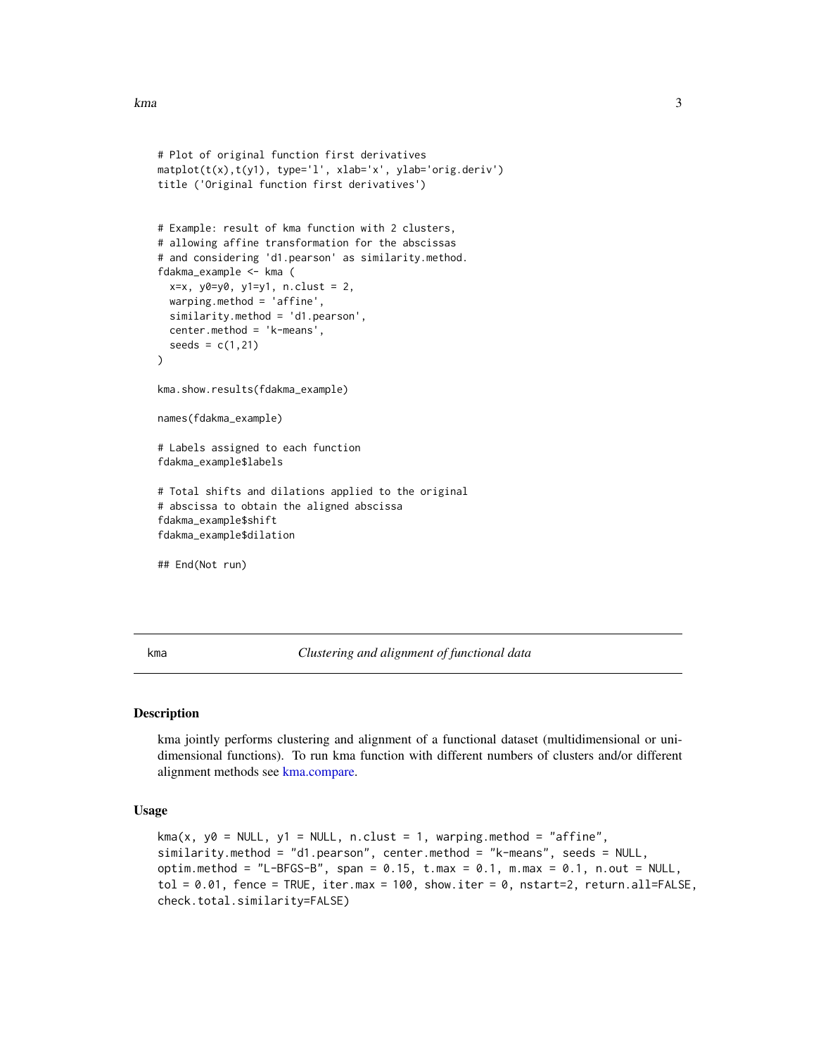```
# Plot of original function first derivatives
matplot(t(x),t(y1), type='l', xlab='x', ylab='orig.deriv')
title ('Original function first derivatives')


# Example: result of kma function with 2 clusters,
# allowing affine transformation for the abscissas
# and considering 'd1.pearson' as similarity.method.
fdakma_example <- kma (
  x=x, y0=y0, y1=y1, n.clust = 2,
  warping.method = 'affine',
  similarity.method = 'd1.pearson',
  center.method = 'k-means',
  seeds = c(1,21)
)

kma.show.results(fdakma_example)

names(fdakma_example)

# Labels assigned to each function
fdakma_example$labels

# Total shifts and dilations applied to the original
# abscissa to obtain the aligned abscissa
fdakma_example$shift
fdakma_example$dilation

## End(Not run)
```

## kma — *Clustering and alignment of functional data*

### Description

kma jointly performs clustering and alignment of a functional dataset (multidimensional or unidimensional functions). To run kma function with different numbers of clusters and/or different alignment methods see kma.compare.

### Usage

```
kma(x, y0 = NULL, y1 = NULL, n.clust = 1, warping.method = "affine",
similarity.method = "d1.pearson", center.method = "k-means", seeds = NULL,
optim.method = "L-BFGS-B", span = 0.15, t.max = 0.1, m.max = 0.1, n.out = NULL,
tol = 0.01, fence = TRUE, iter.max = 100, show.iter = 0, nstart=2, return.all=FALSE,
check.total.similarity=FALSE)
```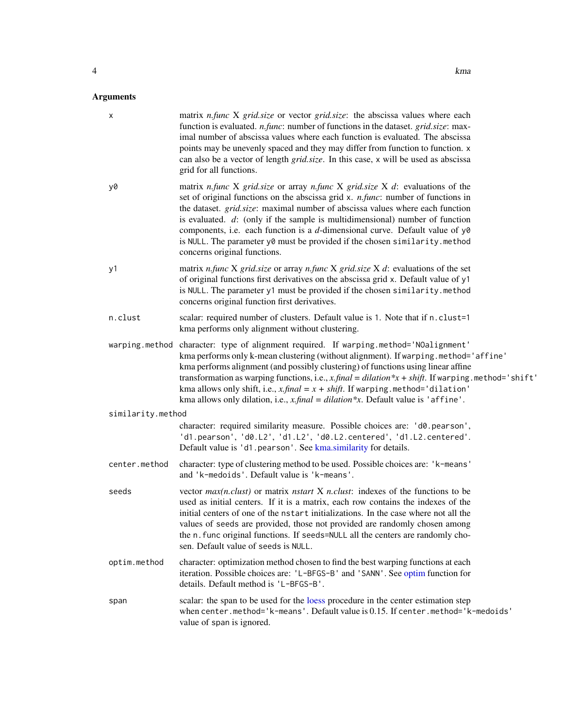## Arguments

**x** matrix *n.func* X *grid.size* or vector *grid.size*: the abscissa values where each function is evaluated. *n.func*: number of functions in the dataset. *grid.size*: maximal number of abscissa values where each function is evaluated. The abscissa points may be unevenly spaced and they may differ from function to function. `x` can also be a vector of length *grid.size*. In this case, `x` will be used as abscissa grid for all functions.

**y0** matrix *n.func* X *grid.size* or array *n.func* X *grid.size* X *d*: evaluations of the set of original functions on the abscissa grid `x`. *n.func*: number of functions in the dataset. *grid.size*: maximal number of abscissa values where each function is evaluated. *d*: (only if the sample is multidimensional) number of function components, i.e. each function is a *d*-dimensional curve. Default value of `y0` is `NULL`. The parameter `y0` must be provided if the chosen `similarity.method` concerns original functions.

**y1** matrix *n.func* X *grid.size* or array *n.func* X *grid.size* X *d*: evaluations of the set of original functions first derivatives on the abscissa grid `x`. Default value of `y1` is `NULL`. The parameter `y1` must be provided if the chosen `similarity.method` concerns original function first derivatives.

**n.clust** scalar: required number of clusters. Default value is 1. Note that if `n.clust=1` kma performs only alignment without clustering.

**warping.method** character: type of alignment required. If `warping.method='NOalignment'` kma performs only k-mean clustering (without alignment). If `warping.method='affine'` kma performs alignment (and possibly clustering) of functions using linear affine transformation as warping functions, i.e., *x.final = dilation\*x + shift*. If `warping.method='shift'` kma allows only shift, i.e., *x.final = x + shift*. If `warping.method='dilation'` kma allows only dilation, i.e., *x.final = dilation\*x*. Default value is `'affine'`.

**similarity.method**
character: required similarity measure. Possible choices are: `'d0.pearson'`, `'d1.pearson'`, `'d0.L2'`, `'d1.L2'`, `'d0.L2.centered'`, `'d1.L2.centered'`. Default value is `'d1.pearson'`. See kma.similarity for details.

**center.method** character: type of clustering method to be used. Possible choices are: `'k-means'` and `'k-medoids'`. Default value is `'k-means'`.

**seeds** vector *max(n.clust)* or matrix *nstart* X *n.clust*: indexes of the functions to be used as initial centers. If it is a matrix, each row contains the indexes of the initial centers of one of the `nstart` initializations. In the case where not all the values of `seeds` are provided, those not provided are randomly chosen among the `n.func` original functions. If `seeds=NULL` all the centers are randomly chosen. Default value of `seeds` is `NULL`.

**optim.method** character: optimization method chosen to find the best warping functions at each iteration. Possible choices are: `'L-BFGS-B'` and `'SANN'`. See optim function for details. Default method is `'L-BFGS-B'`.

**span** scalar: the span to be used for the loess procedure in the center estimation step when `center.method='k-means'`. Default value is 0.15. If `center.method='k-medoids'` value of `span` is ignored.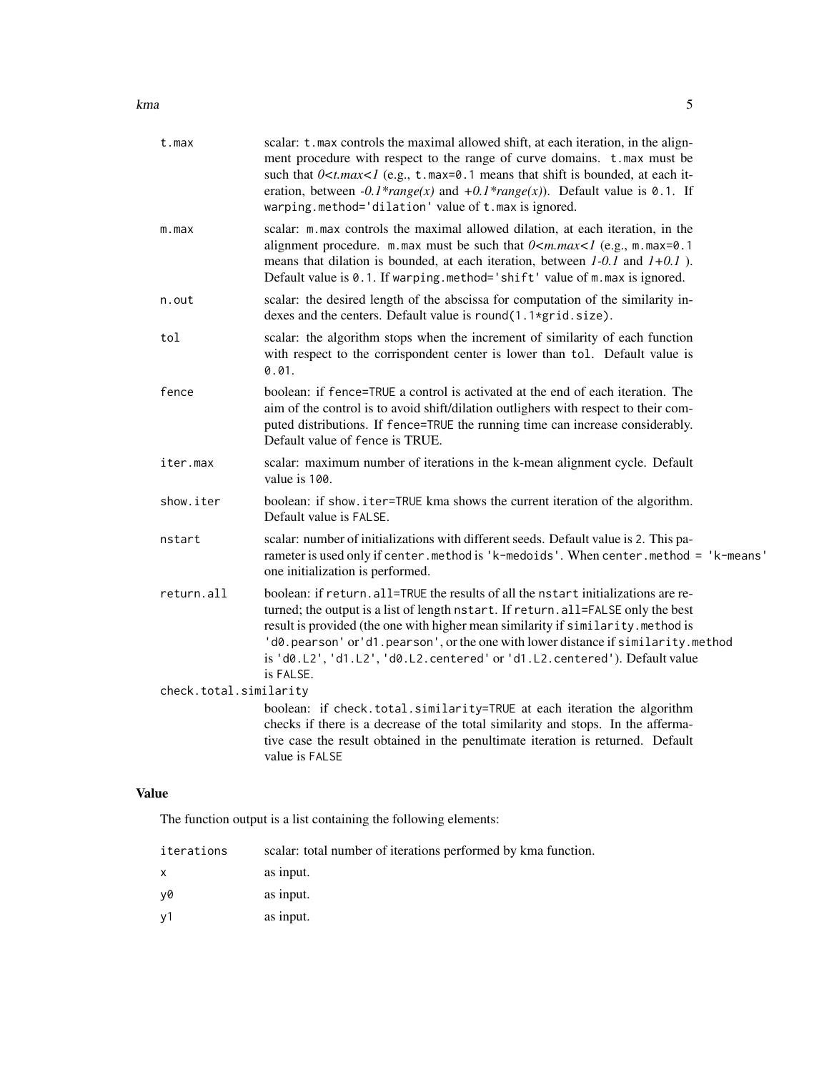| Argument | Description |
|---|---|
| `t.max` | scalar: `t.max` controls the maximal allowed shift, at each iteration, in the alignment procedure with respect to the range of curve domains. `t.max` must be such that $0<t.max<1$ (e.g., `t.max=0.1` means that shift is bounded, at each iteration, between $-0.1*range(x)$ and $+0.1*range(x)$). Default value is `0.1`. If `warping.method='dilation'` value of `t.max` is ignored. |
| `m.max` | scalar: `m.max` controls the maximal allowed dilation, at each iteration, in the alignment procedure. `m.max` must be such that $0<m.max<1$ (e.g., `m.max=0.1` means that dilation is bounded, at each iteration, between $1-0.1$ and $1+0.1$ ). Default value is `0.1`. If `warping.method='shift'` value of `m.max` is ignored. |
| `n.out` | scalar: the desired length of the abscissa for computation of the similarity indexes and the centers. Default value is `round(1.1*grid.size)`. |
| `tol` | scalar: the algorithm stops when the increment of similarity of each function with respect to the corrispondent center is lower than `tol`. Default value is `0.01`. |
| `fence` | boolean: if `fence=TRUE` a control is activated at the end of each iteration. The aim of the control is to avoid shift/dilation outlighers with respect to their computed distributions. If `fence=TRUE` the running time can increase considerably. Default value of `fence` is TRUE. |
| `iter.max` | scalar: maximum number of iterations in the k-mean alignment cycle. Default value is `100`. |
| `show.iter` | boolean: if `show.iter=TRUE` kma shows the current iteration of the algorithm. Default value is `FALSE`. |
| `nstart` | scalar: number of initializations with different seeds. Default value is 2. This parameter is used only if `center.method` is `'k-medoids'`. When `center.method = 'k-means'` one initialization is performed. |
| `return.all` | boolean: if `return.all=TRUE` the results of all the `nstart` initializations are returned; the output is a list of length `nstart`. If `return.all=FALSE` only the best result is provided (the one with higher mean similarity if `similarity.method` is `'d0.pearson'` or `'d1.pearson'`, or the one with lower distance if `similarity.method` is `'d0.L2'`, `'d1.L2'`, `'d0.L2.centered'` or `'d1.L2.centered'`). Default value is `FALSE`. |
| `check.total.similarity` | boolean: if `check.total.similarity=TRUE` at each iteration the algorithm checks if there is a decrease of the total similarity and stops. In the affermative case the result obtained in the penultimate iteration is returned. Default value is `FALSE` |

## Value

The function output is a list containing the following elements:

| Element | Description |
|---|---|
| `iterations` | scalar: total number of iterations performed by kma function. |
| `x` | as input. |
| `y0` | as input. |
| `y1` | as input. |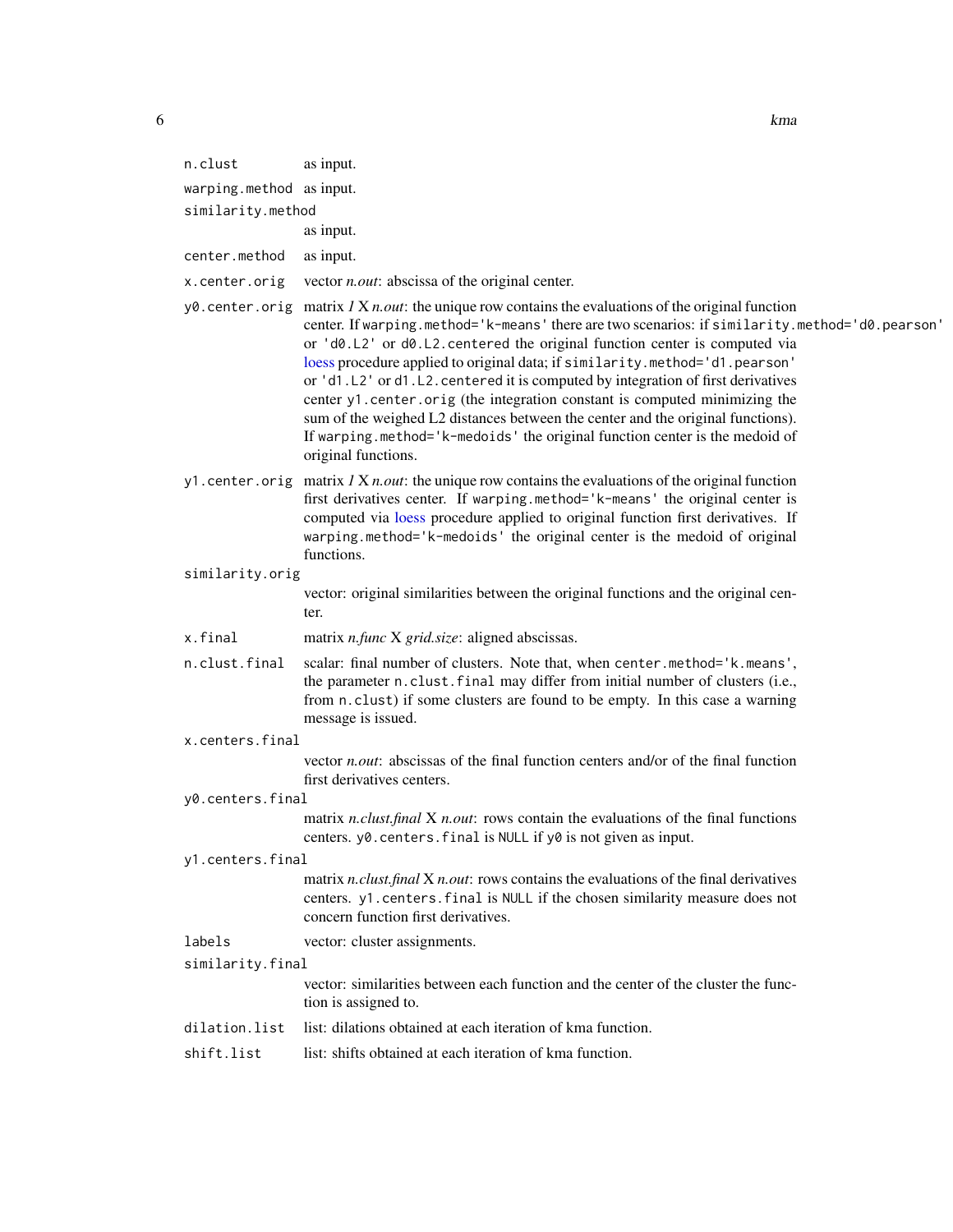`n.clust` as input.

`warping.method` as input.

`similarity.method` as input.

`center.method` as input.

`x.center.orig` vector *n.out*: abscissa of the original center.

`y0.center.orig` matrix *1* X *n.out*: the unique row contains the evaluations of the original function center. If `warping.method='k-means'` there are two scenarios: if `similarity.method='d0.pearson'` or `'d0.L2'` or `d0.L2.centered` the original function center is computed via loess procedure applied to original data; if `similarity.method='d1.pearson'` or `'d1.L2'` or `d1.L2.centered` it is computed by integration of first derivatives center `y1.center.orig` (the integration constant is computed minimizing the sum of the weighed L2 distances between the center and the original functions). If `warping.method='k-medoids'` the original function center is the medoid of original functions.

`y1.center.orig` matrix *1* X *n.out*: the unique row contains the evaluations of the original function first derivatives center. If `warping.method='k-means'` the original center is computed via loess procedure applied to original function first derivatives. If `warping.method='k-medoids'` the original center is the medoid of original functions.

`similarity.orig` vector: original similarities between the original functions and the original center.

`x.final` matrix *n.func* X *grid.size*: aligned abscissas.

`n.clust.final` scalar: final number of clusters. Note that, when `center.method='k.means'`, the parameter `n.clust.final` may differ from initial number of clusters (i.e., from `n.clust`) if some clusters are found to be empty. In this case a warning message is issued.

`x.centers.final` vector *n.out*: abscissas of the final function centers and/or of the final function first derivatives centers.

`y0.centers.final` matrix *n.clust.final* X *n.out*: rows contain the evaluations of the final functions centers. `y0.centers.final` is `NULL` if `y0` is not given as input.

`y1.centers.final` matrix *n.clust.final* X *n.out*: rows contains the evaluations of the final derivatives centers. `y1.centers.final` is `NULL` if the chosen similarity measure does not concern function first derivatives.

`labels` vector: cluster assignments.

`similarity.final` vector: similarities between each function and the center of the cluster the function is assigned to.

`dilation.list` list: dilations obtained at each iteration of kma function.

`shift.list` list: shifts obtained at each iteration of kma function.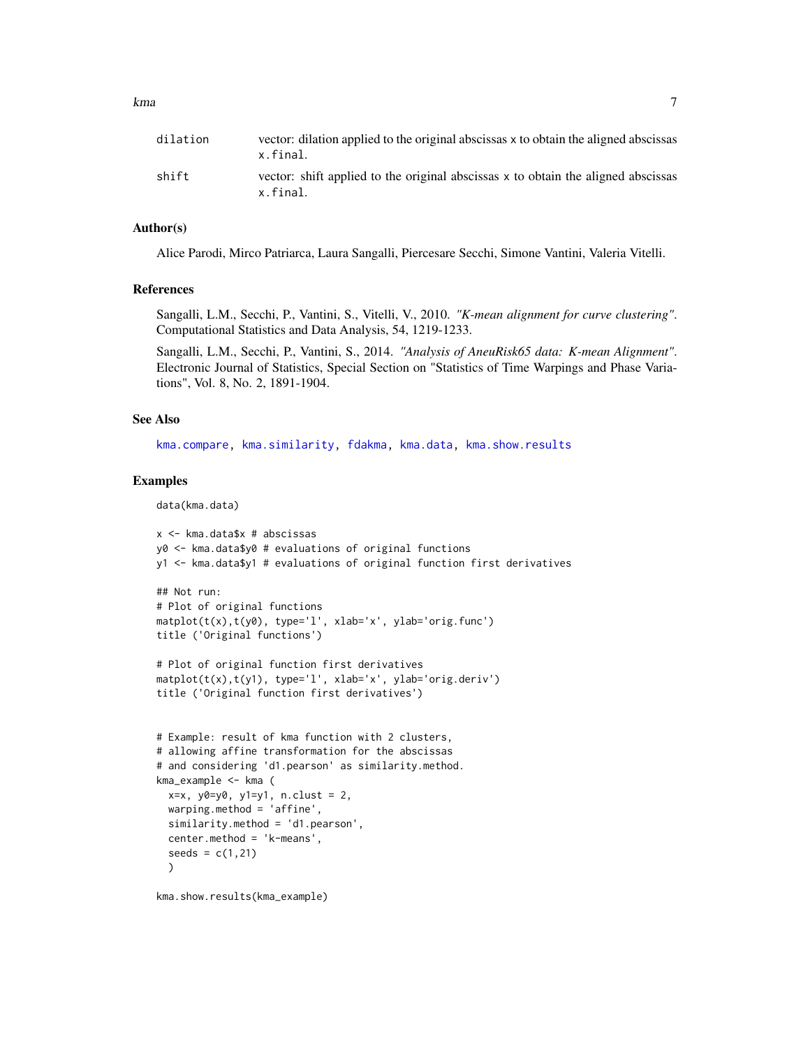| | |
|---|---|
| dilation | vector: dilation applied to the original abscissas x to obtain the aligned abscissas x.final. |
| shift | vector: shift applied to the original abscissas x to obtain the aligned abscissas x.final. |

### Author(s)

Alice Parodi, Mirco Patriarca, Laura Sangalli, Piercesare Secchi, Simone Vantini, Valeria Vitelli.

### References

Sangalli, L.M., Secchi, P., Vantini, S., Vitelli, V., 2010. *"K-mean alignment for curve clustering"*. Computational Statistics and Data Analysis, 54, 1219-1233.

Sangalli, L.M., Secchi, P., Vantini, S., 2014. *"Analysis of AneuRisk65 data: K-mean Alignment"*. Electronic Journal of Statistics, Special Section on "Statistics of Time Warpings and Phase Variations", Vol. 8, No. 2, 1891-1904.

### See Also

kma.compare, kma.similarity, fdakma, kma.data, kma.show.results

### Examples

```
data(kma.data)

x <- kma.data$x # abscissas
y0 <- kma.data$y0 # evaluations of original functions
y1 <- kma.data$y1 # evaluations of original function first derivatives

## Not run:
# Plot of original functions
matplot(t(x),t(y0), type='l', xlab='x', ylab='orig.func')
title ('Original functions')

# Plot of original function first derivatives
matplot(t(x),t(y1), type='l', xlab='x', ylab='orig.deriv')
title ('Original function first derivatives')


# Example: result of kma function with 2 clusters,
# allowing affine transformation for the abscissas
# and considering 'd1.pearson' as similarity.method.
kma_example <- kma (
  x=x, y0=y0, y1=y1, n.clust = 2,
  warping.method = 'affine',
  similarity.method = 'd1.pearson',
  center.method = 'k-means',
  seeds = c(1,21)
  )

kma.show.results(kma_example)
```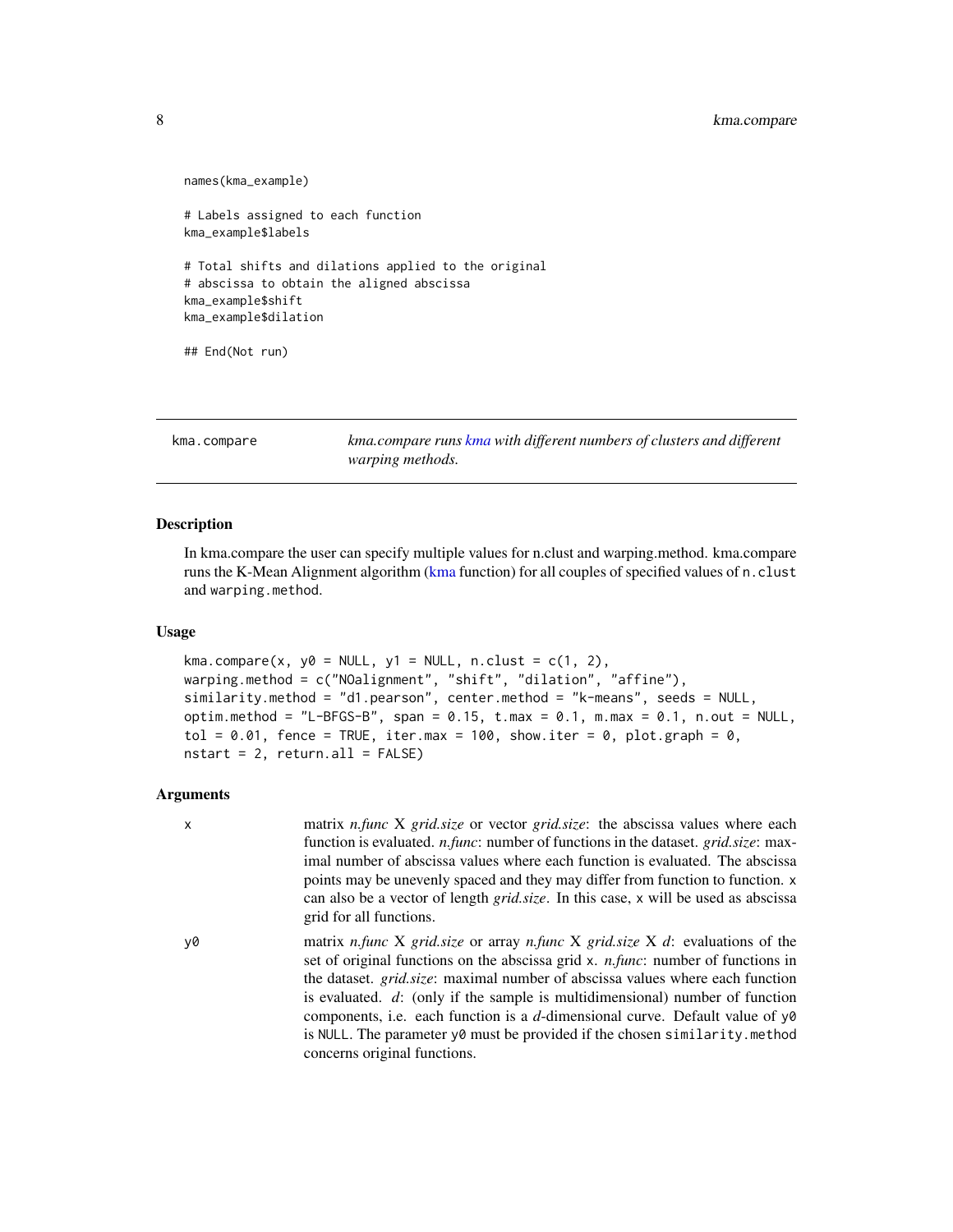```
names(kma_example)

# Labels assigned to each function
kma_example$labels

# Total shifts and dilations applied to the original
# abscissa to obtain the aligned abscissa
kma_example$shift
kma_example$dilation

## End(Not run)
```

---

## kma.compare

*kma.compare runs kma with different numbers of clusters and different warping methods.*

---

### Description

In kma.compare the user can specify multiple values for n.clust and warping.method. kma.compare runs the K-Mean Alignment algorithm (kma function) for all couples of specified values of `n.clust` and `warping.method`.

### Usage

```
kma.compare(x, y0 = NULL, y1 = NULL, n.clust = c(1, 2),
warping.method = c("NOalignment", "shift", "dilation", "affine"),
similarity.method = "d1.pearson", center.method = "k-means", seeds = NULL,
optim.method = "L-BFGS-B", span = 0.15, t.max = 0.1, m.max = 0.1, n.out = NULL,
tol = 0.01, fence = TRUE, iter.max = 100, show.iter = 0, plot.graph = 0,
nstart = 2, return.all = FALSE)
```

### Arguments

| | |
|---|---|
| `x` | matrix *n.func* X *grid.size* or vector *grid.size*: the abscissa values where each function is evaluated. *n.func*: number of functions in the dataset. *grid.size*: maximal number of abscissa values where each function is evaluated. The abscissa points may be unevenly spaced and they may differ from function to function. `x` can also be a vector of length *grid.size*. In this case, `x` will be used as abscissa grid for all functions. |
| `y0` | matrix *n.func* X *grid.size* or array *n.func* X *grid.size* X *d*: evaluations of the set of original functions on the abscissa grid `x`. *n.func*: number of functions in the dataset. *grid.size*: maximal number of abscissa values where each function is evaluated. *d*: (only if the sample is multidimensional) number of function components, i.e. each function is a *d*-dimensional curve. Default value of `y0` is `NULL`. The parameter `y0` must be provided if the chosen `similarity.method` concerns original functions. |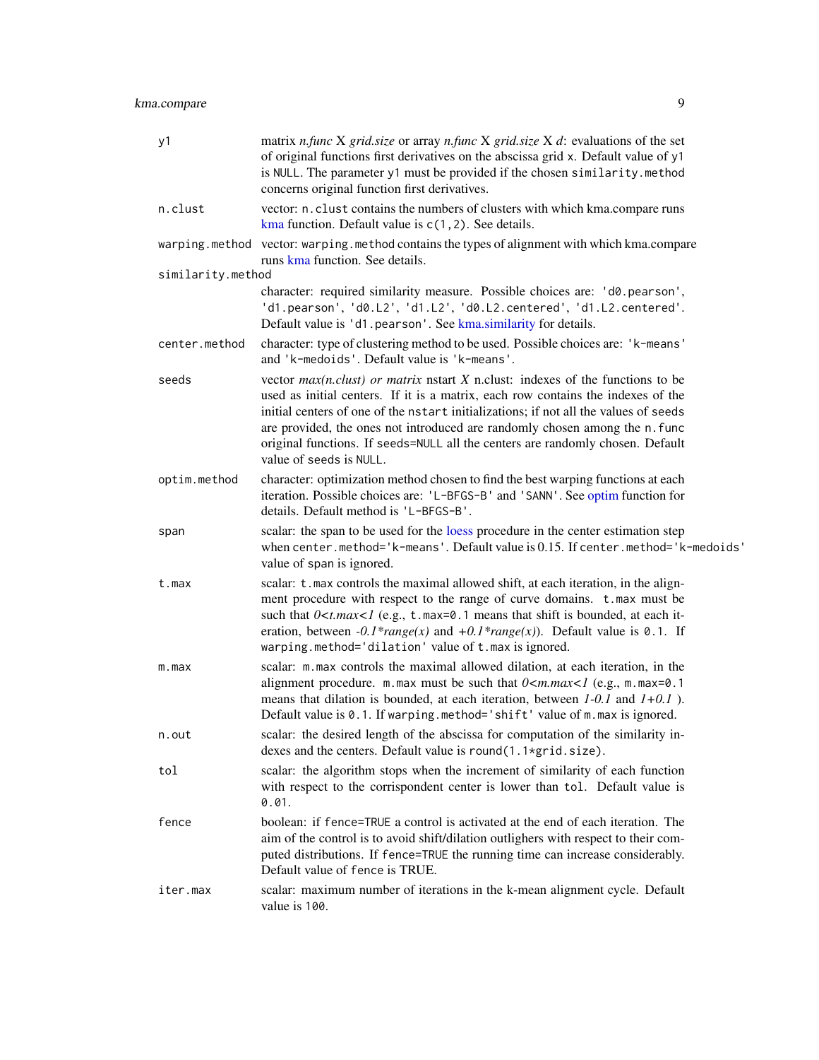| | |
|---|---|
| `y1` | matrix *n.func* X *grid.size* or array *n.func* X *grid.size* X *d*: evaluations of the set of original functions first derivatives on the abscissa grid `x`. Default value of `y1` is `NULL`. The parameter `y1` must be provided if the chosen `similarity.method` concerns original function first derivatives. |
| `n.clust` | vector: `n.clust` contains the numbers of clusters with which kma.compare runs kma function. Default value is `c(1,2)`. See details. |
| `warping.method` | vector: `warping.method` contains the types of alignment with which kma.compare runs kma function. See details. |
| `similarity.method` | character: required similarity measure. Possible choices are: `'d0.pearson'`, `'d1.pearson'`, `'d0.L2'`, `'d1.L2'`, `'d0.L2.centered'`, `'d1.L2.centered'`. Default value is `'d1.pearson'`. See kma.similarity for details. |
| `center.method` | character: type of clustering method to be used. Possible choices are: `'k-means'` and `'k-medoids'`. Default value is `'k-means'`. |
| `seeds` | vector *max(n.clust) or matrix* nstart *X* n.clust: indexes of the functions to be used as initial centers. If it is a matrix, each row contains the indexes of the initial centers of one of the `nstart` initializations; if not all the values of `seeds` are provided, the ones not introduced are randomly chosen among the `n.func` original functions. If `seeds=NULL` all the centers are randomly chosen. Default value of `seeds` is `NULL`. |
| `optim.method` | character: optimization method chosen to find the best warping functions at each iteration. Possible choices are: `'L-BFGS-B'` and `'SANN'`. See optim function for details. Default method is `'L-BFGS-B'`. |
| `span` | scalar: the span to be used for the loess procedure in the center estimation step when `center.method='k-means'`. Default value is 0.15. If `center.method='k-medoids'` value of `span` is ignored. |
| `t.max` | scalar: `t.max` controls the maximal allowed shift, at each iteration, in the alignment procedure with respect to the range of curve domains. `t.max` must be such that *0<t.max<1* (e.g., `t.max=0.1` means that shift is bounded, at each iteration, between *-0.1\*range(x)* and *+0.1\*range(x)*). Default value is `0.1`. If `warping.method='dilation'` value of `t.max` is ignored. |
| `m.max` | scalar: `m.max` controls the maximal allowed dilation, at each iteration, in the alignment procedure. `m.max` must be such that *0<m.max<1* (e.g., `m.max=0.1` means that dilation is bounded, at each iteration, between *1-0.1* and *1+0.1* ). Default value is `0.1`. If `warping.method='shift'` value of `m.max` is ignored. |
| `n.out` | scalar: the desired length of the abscissa for computation of the similarity indexes and the centers. Default value is `round(1.1*grid.size)`. |
| `tol` | scalar: the algorithm stops when the increment of similarity of each function with respect to the corrispondent center is lower than `tol`. Default value is `0.01`. |
| `fence` | boolean: if `fence=TRUE` a control is activated at the end of each iteration. The aim of the control is to avoid shift/dilation outlighers with respect to their computed distributions. If `fence=TRUE` the running time can increase considerably. Default value of `fence` is TRUE. |
| `iter.max` | scalar: maximum number of iterations in the k-mean alignment cycle. Default value is `100`. |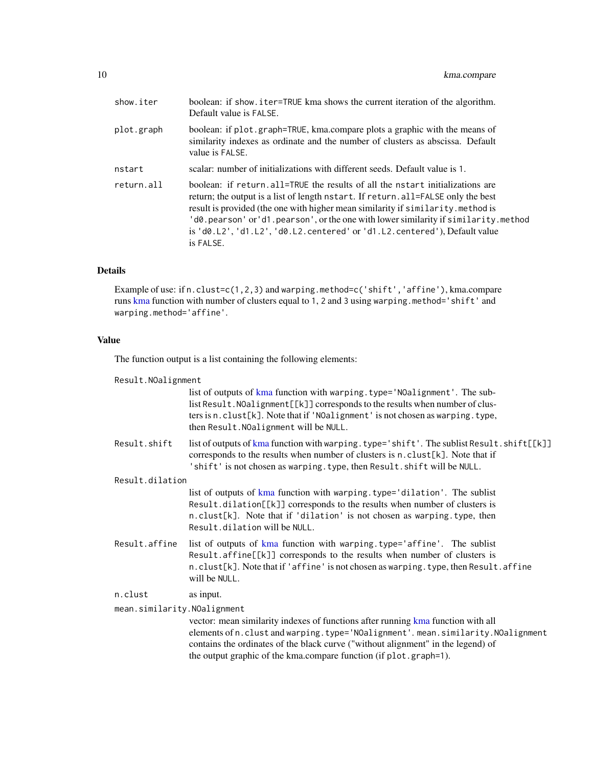| | |
|---|---|
| show.iter | boolean: if show.iter=TRUE kma shows the current iteration of the algorithm. Default value is FALSE. |
| plot.graph | boolean: if plot.graph=TRUE, kma.compare plots a graphic with the means of similarity indexes as ordinate and the number of clusters as abscissa. Default value is FALSE. |
| nstart | scalar: number of initializations with different seeds. Default value is 1. |
| return.all | boolean: if return.all=TRUE the results of all the nstart initializations are return; the output is a list of length nstart. If return.all=FALSE only the best result is provided (the one with higher mean similarity if similarity.method is 'd0.pearson' or'd1.pearson', or the one with lower similarity if similarity.method is 'd0.L2', 'd1.L2', 'd0.L2.centered' or 'd1.L2.centered'), Default value is FALSE. |

## Details

Example of use: if n.clust=c(1,2,3) and warping.method=c('shift','affine'), kma.compare runs kma function with number of clusters equal to 1, 2 and 3 using warping.method='shift' and warping.method='affine'.

## Value

The function output is a list containing the following elements:

| | |
|---|---|
| Result.NOalignment | list of outputs of kma function with warping.type='NOalignment'. The sublist Result.NOalignment[[k]] corresponds to the results when number of clusters is n.clust[k]. Note that if 'NOalignment' is not chosen as warping.type, then Result.NOalignment will be NULL. |
| Result.shift | list of outputs of kma function with warping.type='shift'. The sublist Result.shift[[k]] corresponds to the results when number of clusters is n.clust[k]. Note that if 'shift' is not chosen as warping.type, then Result.shift will be NULL. |
| Result.dilation | list of outputs of kma function with warping.type='dilation'. The sublist Result.dilation[[k]] corresponds to the results when number of clusters is n.clust[k]. Note that if 'dilation' is not chosen as warping.type, then Result.dilation will be NULL. |
| Result.affine | list of outputs of kma function with warping.type='affine'. The sublist Result.affine[[k]] corresponds to the results when number of clusters is n.clust[k]. Note that if 'affine' is not chosen as warping.type, then Result.affine will be NULL. |
| n.clust | as input. |
| mean.similarity.NOalignment | vector: mean similarity indexes of functions after running kma function with all elements of n.clust and warping.type='NOalignment'. mean.similarity.NOalignment contains the ordinates of the black curve ("without alignment" in the legend) of the output graphic of the kma.compare function (if plot.graph=1). |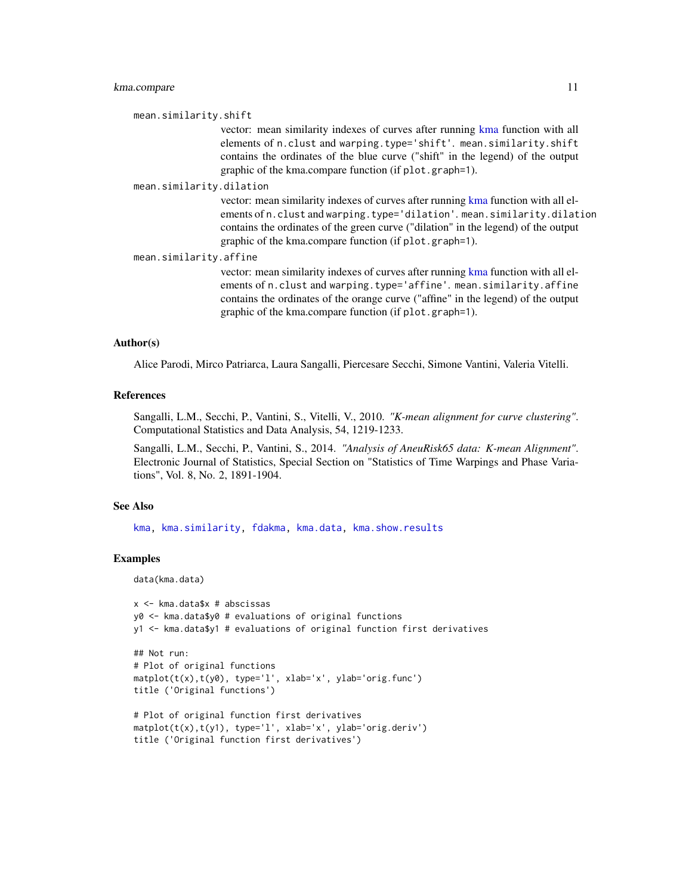`mean.similarity.shift`
: vector: mean similarity indexes of curves after running kma function with all elements of `n.clust` and `warping.type='shift'`. `mean.similarity.shift` contains the ordinates of the blue curve ("shift" in the legend) of the output graphic of the kma.compare function (if `plot.graph=1`).

`mean.similarity.dilation`
: vector: mean similarity indexes of curves after running kma function with all elements of `n.clust` and `warping.type='dilation'`. `mean.similarity.dilation` contains the ordinates of the green curve ("dilation" in the legend) of the output graphic of the kma.compare function (if `plot.graph=1`).

`mean.similarity.affine`
: vector: mean similarity indexes of curves after running kma function with all elements of `n.clust` and `warping.type='affine'`. `mean.similarity.affine` contains the ordinates of the orange curve ("affine" in the legend) of the output graphic of the kma.compare function (if `plot.graph=1`).

## Author(s)

Alice Parodi, Mirco Patriarca, Laura Sangalli, Piercesare Secchi, Simone Vantini, Valeria Vitelli.

## References

Sangalli, L.M., Secchi, P., Vantini, S., Vitelli, V., 2010. *"K-mean alignment for curve clustering"*. Computational Statistics and Data Analysis, 54, 1219-1233.

Sangalli, L.M., Secchi, P., Vantini, S., 2014. *"Analysis of AneuRisk65 data: K-mean Alignment"*. Electronic Journal of Statistics, Special Section on "Statistics of Time Warpings and Phase Variations", Vol. 8, No. 2, 1891-1904.

## See Also

`kma`, `kma.similarity`, `fdakma`, `kma.data`, `kma.show.results`

## Examples

```
data(kma.data)

x <- kma.data$x # abscissas
y0 <- kma.data$y0 # evaluations of original functions
y1 <- kma.data$y1 # evaluations of original function first derivatives

## Not run:
# Plot of original functions
matplot(t(x),t(y0), type='l', xlab='x', ylab='orig.func')
title ('Original functions')

# Plot of original function first derivatives
matplot(t(x),t(y1), type='l', xlab='x', ylab='orig.deriv')
title ('Original function first derivatives')
```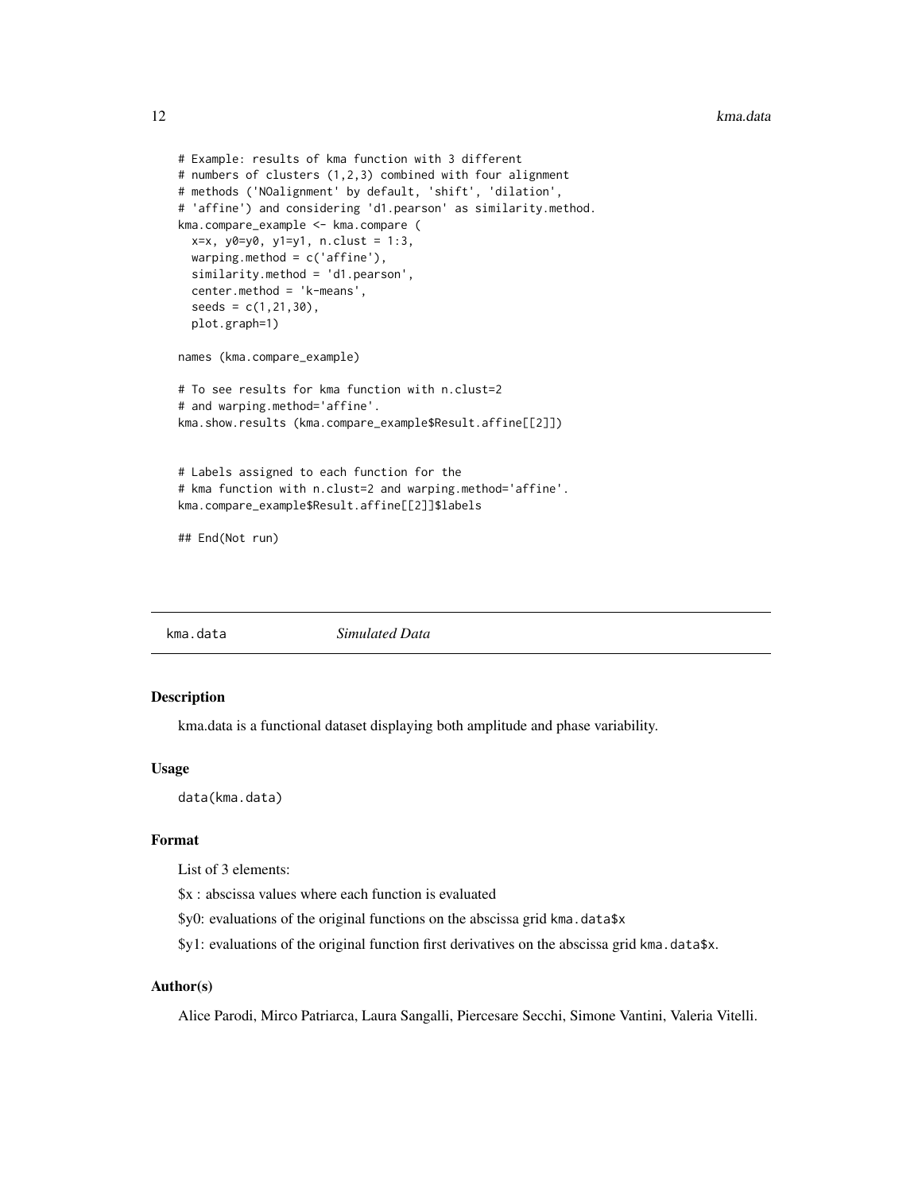```
# Example: results of kma function with 3 different
# numbers of clusters (1,2,3) combined with four alignment
# methods ('NOalignment' by default, 'shift', 'dilation',
# 'affine') and considering 'd1.pearson' as similarity.method.
kma.compare_example <- kma.compare (
  x=x, y0=y0, y1=y1, n.clust = 1:3,
  warping.method = c('affine'),
  similarity.method = 'd1.pearson',
  center.method = 'k-means',
  seeds = c(1,21,30),
  plot.graph=1)

names (kma.compare_example)

# To see results for kma function with n.clust=2
# and warping.method='affine'.
kma.show.results (kma.compare_example$Result.affine[[2]])


# Labels assigned to each function for the
# kma function with n.clust=2 and warping.method='affine'.
kma.compare_example$Result.affine[[2]]$labels

## End(Not run)
```

## kma.data *Simulated Data*

### Description

kma.data is a functional dataset displaying both amplitude and phase variability.

### Usage

```
data(kma.data)
```

### Format

List of 3 elements:

$x : abscissa values where each function is evaluated

$y0: evaluations of the original functions on the abscissa grid `kma.data$x`

$y1: evaluations of the original function first derivatives on the abscissa grid `kma.data$x`.

### Author(s)

Alice Parodi, Mirco Patriarca, Laura Sangalli, Piercesare Secchi, Simone Vantini, Valeria Vitelli.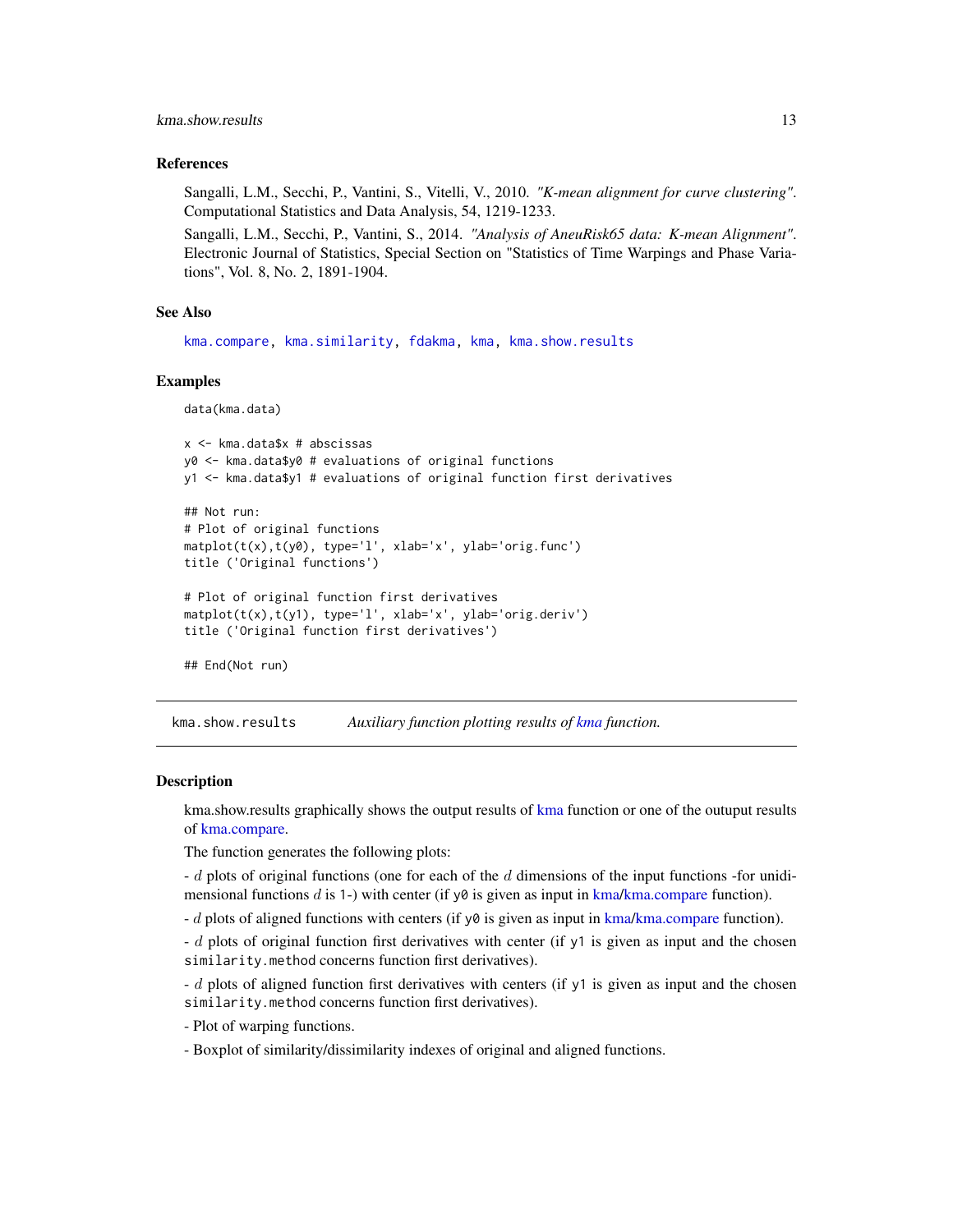### References

Sangalli, L.M., Secchi, P., Vantini, S., Vitelli, V., 2010. *"K-mean alignment for curve clustering"*. Computational Statistics and Data Analysis, 54, 1219-1233.

Sangalli, L.M., Secchi, P., Vantini, S., 2014. *"Analysis of AneuRisk65 data: K-mean Alignment"*. Electronic Journal of Statistics, Special Section on "Statistics of Time Warpings and Phase Variations", Vol. 8, No. 2, 1891-1904.

### See Also

kma.compare, kma.similarity, fdakma, kma, kma.show.results

### Examples

```
data(kma.data)

x <- kma.data$x # abscissas
y0 <- kma.data$y0 # evaluations of original functions
y1 <- kma.data$y1 # evaluations of original function first derivatives

## Not run:
# Plot of original functions
matplot(t(x),t(y0), type='l', xlab='x', ylab='orig.func')
title ('Original functions')

# Plot of original function first derivatives
matplot(t(x),t(y1), type='l', xlab='x', ylab='orig.deriv')
title ('Original function first derivatives')

## End(Not run)
```

---

## kma.show.results — *Auxiliary function plotting results of kma function.*

### Description

kma.show.results graphically shows the output results of kma function or one of the outuput results of kma.compare.

The function generates the following plots:

- $d$ plots of original functions (one for each of the $d$ dimensions of the input functions -for unidimensional functions $d$ is 1-) with center (if `y0` is given as input in kma/kma.compare function).

- $d$ plots of aligned functions with centers (if `y0` is given as input in kma/kma.compare function).

- $d$ plots of original function first derivatives with center (if `y1` is given as input and the chosen `similarity.method` concerns function first derivatives).

- $d$ plots of aligned function first derivatives with centers (if `y1` is given as input and the chosen `similarity.method` concerns function first derivatives).

- Plot of warping functions.

- Boxplot of similarity/dissimilarity indexes of original and aligned functions.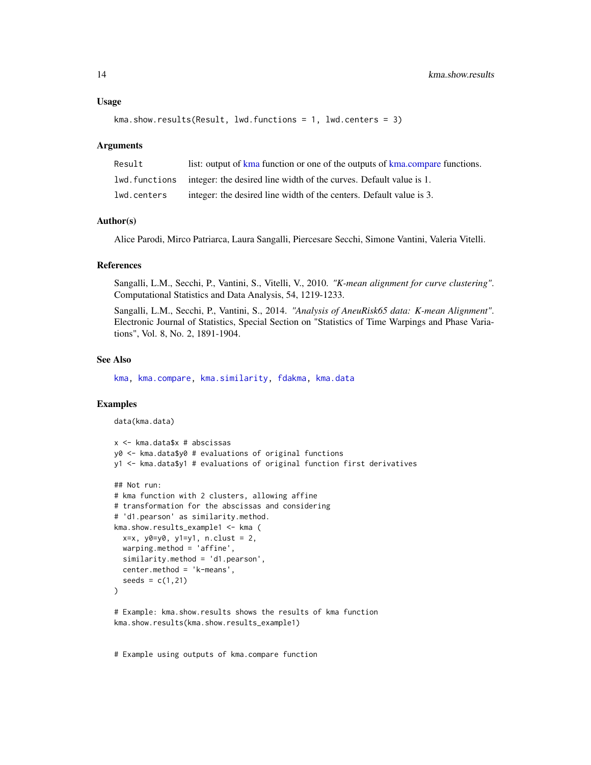## Usage

```
kma.show.results(Result, lwd.functions = 1, lwd.centers = 3)
```

## Arguments

| | |
|---|---|
| Result | list: output of kma function or one of the outputs of kma.compare functions. |
| lwd.functions | integer: the desired line width of the curves. Default value is 1. |
| lwd.centers | integer: the desired line width of the centers. Default value is 3. |

## Author(s)

Alice Parodi, Mirco Patriarca, Laura Sangalli, Piercesare Secchi, Simone Vantini, Valeria Vitelli.

## References

Sangalli, L.M., Secchi, P., Vantini, S., Vitelli, V., 2010. *"K-mean alignment for curve clustering"*. Computational Statistics and Data Analysis, 54, 1219-1233.

Sangalli, L.M., Secchi, P., Vantini, S., 2014. *"Analysis of AneuRisk65 data: K-mean Alignment"*. Electronic Journal of Statistics, Special Section on "Statistics of Time Warpings and Phase Variations", Vol. 8, No. 2, 1891-1904.

## See Also

kma, kma.compare, kma.similarity, fdakma, kma.data

## Examples

```
data(kma.data)

x <- kma.data$x # abscissas
y0 <- kma.data$y0 # evaluations of original functions
y1 <- kma.data$y1 # evaluations of original function first derivatives

## Not run:
# kma function with 2 clusters, allowing affine
# transformation for the abscissas and considering
# 'd1.pearson' as similarity.method.
kma.show.results_example1 <- kma (
  x=x, y0=y0, y1=y1, n.clust = 2,
  warping.method = 'affine',
  similarity.method = 'd1.pearson',
  center.method = 'k-means',
  seeds = c(1,21)
)

# Example: kma.show.results shows the results of kma function
kma.show.results(kma.show.results_example1)


# Example using outputs of kma.compare function
```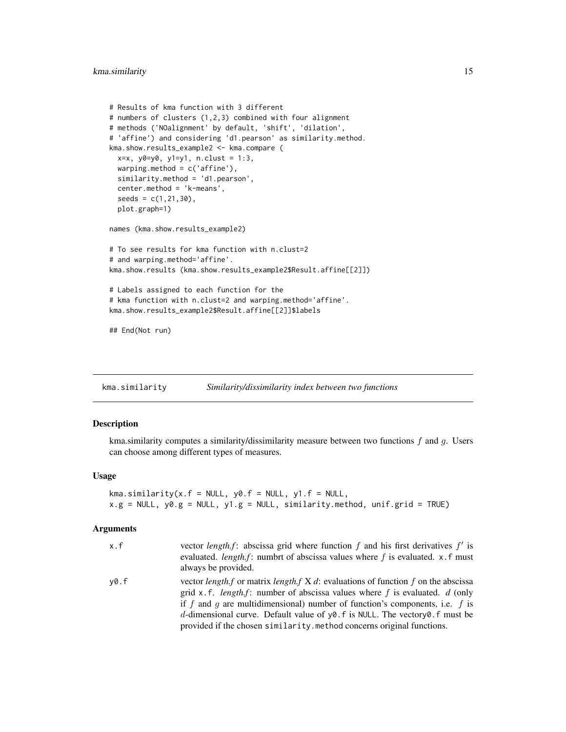```
# Results of kma function with 3 different
# numbers of clusters (1,2,3) combined with four alignment
# methods ('NOalignment' by default, 'shift', 'dilation',
# 'affine') and considering 'd1.pearson' as similarity.method.
kma.show.results_example2 <- kma.compare (
  x=x, y0=y0, y1=y1, n.clust = 1:3,
  warping.method = c('affine'),
  similarity.method = 'd1.pearson',
  center.method = 'k-means',
  seeds = c(1,21,30),
  plot.graph=1)

names (kma.show.results_example2)

# To see results for kma function with n.clust=2
# and warping.method='affine'.
kma.show.results (kma.show.results_example2$Result.affine[[2]])

# Labels assigned to each function for the
# kma function with n.clust=2 and warping.method='affine'.
kma.show.results_example2$Result.affine[[2]]$labels

## End(Not run)
```

## kma.similarity — *Similarity/dissimilarity index between two functions*

### Description

kma.similarity computes a similarity/dissimilarity measure between two functions $f$ and $g$. Users can choose among different types of measures.

### Usage

```
kma.similarity(x.f = NULL, y0.f = NULL, y1.f = NULL,
x.g = NULL, y0.g = NULL, y1.g = NULL, similarity.method, unif.grid = TRUE)
```

### Arguments

| | |
|---|---|
| x.f | vector *length.f*: abscissa grid where function $f$ and his first derivatives $f'$ is evaluated. *length.f*: numbrt of abscissa values where $f$ is evaluated. x.f must always be provided. |
| y0.f | vector *length.f* or matrix *length.f* X $d$: evaluations of function $f$ on the abscissa grid x.f. *length.f*: number of abscissa values where $f$ is evaluated. $d$ (only if $f$ and $g$ are multidimensional) number of function's components, i.e. $f$ is $d$-dimensional curve. Default value of y0.f is NULL. The vectory0.f must be provided if the chosen similarity.method concerns original functions. |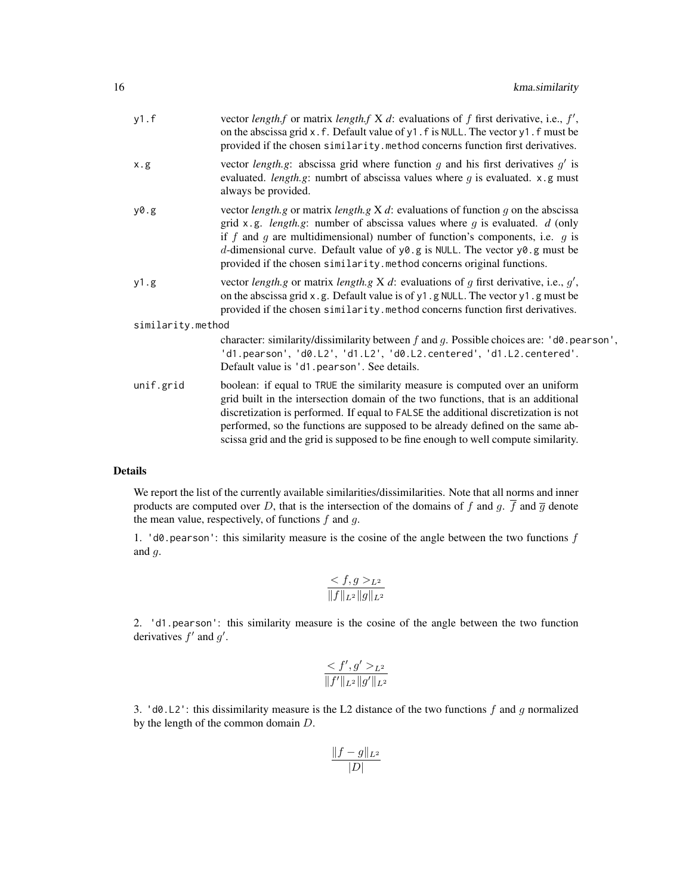| | |
|---|---|
| `y1.f` | vector *length.f* or matrix *length.f* X $d$: evaluations of $f$ first derivative, i.e., $f'$, on the abscissa grid `x.f`. Default value of `y1.f` is `NULL`. The vector `y1.f` must be provided if the chosen `similarity.method` concerns function first derivatives. |
| `x.g` | vector *length.g*: abscissa grid where function $g$ and his first derivatives $g'$ is evaluated. *length.g*: numbrt of abscissa values where $g$ is evaluated. `x.g` must always be provided. |
| `y0.g` | vector *length.g* or matrix *length.g* X $d$: evaluations of function $g$ on the abscissa grid `x.g`. *length.g*: number of abscissa values where $g$ is evaluated. $d$ (only if $f$ and $g$ are multidimensional) number of function's components, i.e. $g$ is $d$-dimensional curve. Default value of `y0.g` is `NULL`. The vector `y0.g` must be provided if the chosen `similarity.method` concerns original functions. |
| `y1.g` | vector *length.g* or matrix *length.g* X $d$: evaluations of $g$ first derivative, i.e., $g'$, on the abscissa grid `x.g`. Default value is of `y1.g` `NULL`. The vector `y1.g` must be provided if the chosen `similarity.method` concerns function first derivatives. |
| `similarity.method` | character: similarity/dissimilarity between $f$ and $g$. Possible choices are: `'d0.pearson'`, `'d1.pearson'`, `'d0.L2'`, `'d1.L2'`, `'d0.L2.centered'`, `'d1.L2.centered'`. Default value is `'d1.pearson'`. See details. |
| `unif.grid` | boolean: if equal to `TRUE` the similarity measure is computed over an uniform grid built in the intersection domain of the two functions, that is an additional discretization is performed. If equal to `FALSE` the additional discretization is not performed, so the functions are supposed to be already defined on the same abscissa grid and the grid is supposed to be fine enough to well compute similarity. |

## Details

We report the list of the currently available similarities/dissimilarities. Note that all norms and inner products are computed over $D$, that is the intersection of the domains of $f$ and $g$. $\overline{f}$ and $\overline{g}$ denote the mean value, respectively, of functions $f$ and $g$.

1. `'d0.pearson'`: this similarity measure is the cosine of the angle between the two functions $f$ and $g$.

$$\frac{< f, g >_{L^2}}{\|f\|_{L^2}\|g\|_{L^2}}$$

2. `'d1.pearson'`: this similarity measure is the cosine of the angle between the two function derivatives $f'$ and $g'$.

$$\frac{< f', g' >_{L^2}}{\|f'\|_{L^2}\|g'\|_{L^2}}$$

3. `'d0.L2'`: this dissimilarity measure is the L2 distance of the two functions $f$ and $g$ normalized by the length of the common domain $D$.

$$\frac{\|f - g\|_{L^2}}{|D|}$$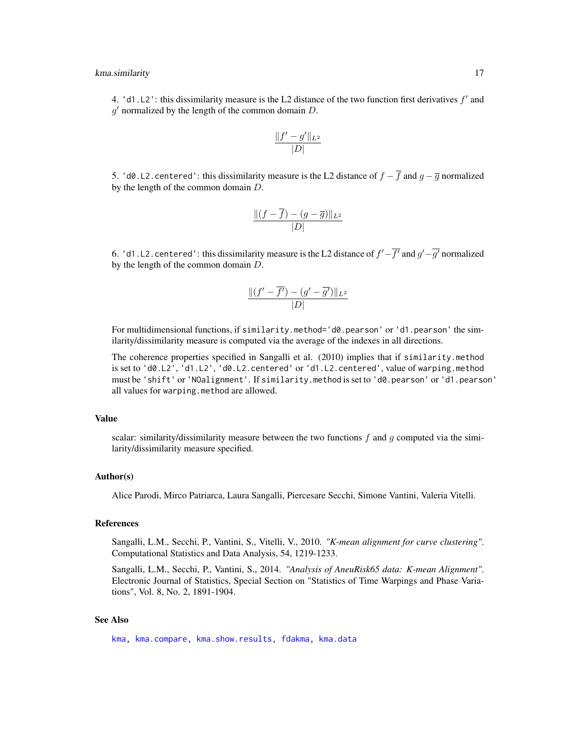4. `'d1.L2'`: this dissimilarity measure is the L2 distance of the two function first derivatives $f'$ and $g'$ normalized by the length of the common domain $D$.

$$\frac{\|f' - g'\|_{L^2}}{|D|}$$

5. `'d0.L2.centered'`: this dissimilarity measure is the L2 distance of $f - \overline{f}$ and $g - \overline{g}$ normalized by the length of the common domain $D$.

$$\frac{\|(f - \overline{f}) - (g - \overline{g})\|_{L^2}}{|D|}$$

6. `'d1.L2.centered'`: this dissimilarity measure is the L2 distance of $f' - \overline{f'}$ and $g' - \overline{g'}$ normalized by the length of the common domain $D$.

$$\frac{\|(f' - \overline{f'}) - (g' - \overline{g'})\|_{L^2}}{|D|}$$

For multidimensional functions, if `similarity.method='d0.pearson'` or `'d1.pearson'` the similarity/dissimilarity measure is computed via the average of the indexes in all directions.

The coherence properties specified in Sangalli et al. (2010) implies that if `similarity.method` is set to `'d0.L2'`, `'d1.L2'`, `'d0.L2.centered'` or `'d1.L2.centered'`, value of `warping.method` must be `'shift'` or `'NOalignment'`. If `similarity.method` is set to `'d0.pearson'` or `'d1.pearson'` all values for `warping.method` are allowed.

### Value

scalar: similarity/dissimilarity measure between the two functions $f$ and $g$ computed via the similarity/dissimilarity measure specified.

### Author(s)

Alice Parodi, Mirco Patriarca, Laura Sangalli, Piercesare Secchi, Simone Vantini, Valeria Vitelli.

### References

Sangalli, L.M., Secchi, P., Vantini, S., Vitelli, V., 2010. *"K-mean alignment for curve clustering"*. Computational Statistics and Data Analysis, 54, 1219-1233.

Sangalli, L.M., Secchi, P., Vantini, S., 2014. *"Analysis of AneuRisk65 data: K-mean Alignment"*. Electronic Journal of Statistics, Special Section on "Statistics of Time Warpings and Phase Variations", Vol. 8, No. 2, 1891-1904.

### See Also

`kma`, `kma.compare`, `kma.show.results`, `fdakma`, `kma.data`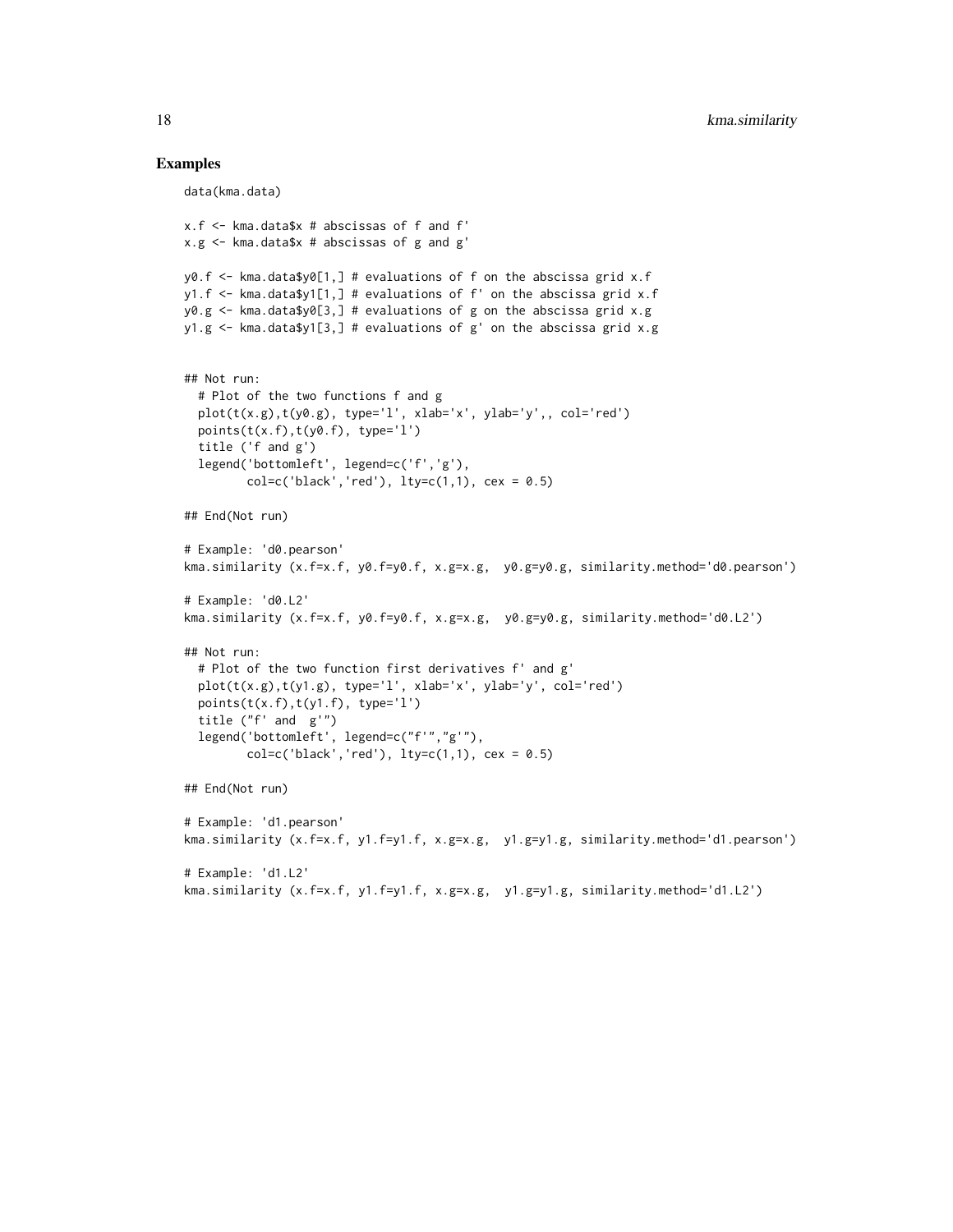## Examples

```
data(kma.data)

x.f <- kma.data$x # abscissas of f and f'
x.g <- kma.data$x # abscissas of g and g'

y0.f <- kma.data$y0[1,] # evaluations of f on the abscissa grid x.f
y1.f <- kma.data$y1[1,] # evaluations of f' on the abscissa grid x.f
y0.g <- kma.data$y0[3,] # evaluations of g on the abscissa grid x.g
y1.g <- kma.data$y1[3,] # evaluations of g' on the abscissa grid x.g


## Not run:
  # Plot of the two functions f and g
  plot(t(x.g),t(y0.g), type='l', xlab='x', ylab='y',, col='red')
  points(t(x.f),t(y0.f), type='l')
  title ('f and g')
  legend('bottomleft', legend=c('f','g'),
         col=c('black','red'), lty=c(1,1), cex = 0.5)

## End(Not run)

# Example: 'd0.pearson'
kma.similarity (x.f=x.f, y0.f=y0.f, x.g=x.g,  y0.g=y0.g, similarity.method='d0.pearson')

# Example: 'd0.L2'
kma.similarity (x.f=x.f, y0.f=y0.f, x.g=x.g,  y0.g=y0.g, similarity.method='d0.L2')

## Not run:
  # Plot of the two function first derivatives f' and g'
  plot(t(x.g),t(y1.g), type='l', xlab='x', ylab='y', col='red')
  points(t(x.f),t(y1.f), type='l')
  title ("f' and  g'")
  legend('bottomleft', legend=c("f'","g'"),
         col=c('black','red'), lty=c(1,1), cex = 0.5)

## End(Not run)

# Example: 'd1.pearson'
kma.similarity (x.f=x.f, y1.f=y1.f, x.g=x.g,  y1.g=y1.g, similarity.method='d1.pearson')

# Example: 'd1.L2'
kma.similarity (x.f=x.f, y1.f=y1.f, x.g=x.g,  y1.g=y1.g, similarity.method='d1.L2')
```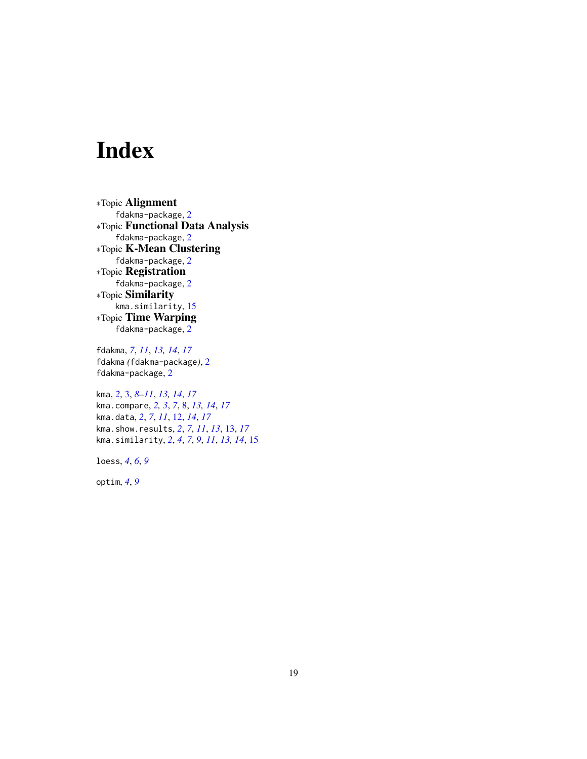# Index

*Topic **Alignment**
  fdakma-package, 2
*Topic **Functional Data Analysis**
  fdakma-package, 2
*Topic **K-Mean Clustering**
  fdakma-package, 2
*Topic **Registration**
  fdakma-package, 2
*Topic **Similarity**
  kma.similarity, 15
*Topic **Time Warping**
  fdakma-package, 2

fdakma, *7*, *11*, *13, 14*, *17*
fdakma *(*fdakma-package*)*, 2
fdakma-package, 2

kma, *2*, 3, *8–11*, *13, 14*, *17*
kma.compare, *2, 3*, *7*, 8, *13, 14*, *17*
kma.data, *2*, *7*, *11*, 12, *14*, *17*
kma.show.results, *2*, *7*, *11*, *13*, 13, *17*
kma.similarity, *2*, *4*, *7*, *9*, *11*, *13, 14*, 15

loess, *4*, *6*, *9*

optim, *4*, *9*